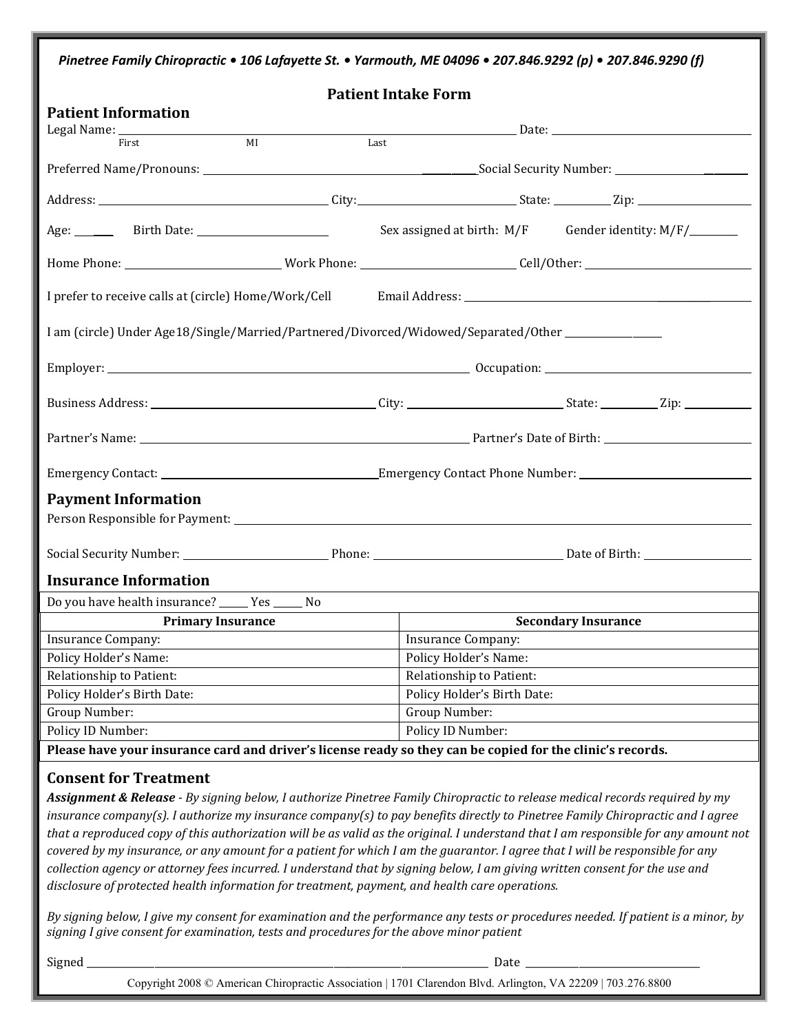Pinetree Family Chiropractic • 106 Lafayette St. • Yarmouth, ME 04096 • 207.846.9292 (p) • 207.846.9290 (f)

# Patient Intake Form

## Patient Information

Legal Name: ______________________________________________ Date: ____________________
First MI Last

Preferred Name/Pronouns: ______________________________ Social Security Number: ________________

Address: ______________________________ City: ____________________ State: ________ Zip: ______________

Age: ____ Birth Date: __________________ Sex assigned at birth: M/F Gender identity: M/F/________

Home Phone: ____________________ Work Phone: ____________________ Cell/Other: ____________________

I prefer to receive calls at (circle) Home/Work/Cell Email Address: ______________________________

I am (circle) Under Age18/Single/Married/Partnered/Divorced/Widowed/Separated/Other ______________

Employer: ______________________________________ Occupation: ______________________________

Business Address: ______________________________ City: ____________________ State: ________ Zip: __________

Partner's Name: ______________________________________ Partner's Date of Birth: ____________________

Emergency Contact: ____________________________ Emergency Contact Phone Number: ____________________

## Payment Information

Person Responsible for Payment: ______________________________________________________________

Social Security Number: ____________________ Phone: ________________________ Date of Birth: ______________

## Insurance Information

Do you have health insurance? _____ Yes _____ No

| Primary Insurance | Secondary Insurance |
|---|---|
| Insurance Company: | Insurance Company: |
| Policy Holder's Name: | Policy Holder's Name: |
| Relationship to Patient: | Relationship to Patient: |
| Policy Holder's Birth Date: | Policy Holder's Birth Date: |
| Group Number: | Group Number: |
| Policy ID Number: | Policy ID Number: |

**Please have your insurance card and driver's license ready so they can be copied for the clinic's records.**

## Consent for Treatment

***Assignment & Release*** *- By signing below, I authorize Pinetree Family Chiropractic to release medical records required by my insurance company(s). I authorize my insurance company(s) to pay benefits directly to Pinetree Family Chiropractic and I agree that a reproduced copy of this authorization will be as valid as the original. I understand that I am responsible for any amount not covered by my insurance, or any amount for a patient for which I am the guarantor. I agree that I will be responsible for any collection agency or attorney fees incurred. I understand that by signing below, I am giving written consent for the use and disclosure of protected health information for treatment, payment, and health care operations.*

*By signing below, I give my consent for examination and the performance any tests or procedures needed. If patient is a minor, by signing I give consent for examination, tests and procedures for the above minor patient*

Signed ______________________________________________________ Date ____________________

Copyright 2008 © American Chiropractic Association | 1701 Clarendon Blvd. Arlington, VA 22209 | 703.276.8800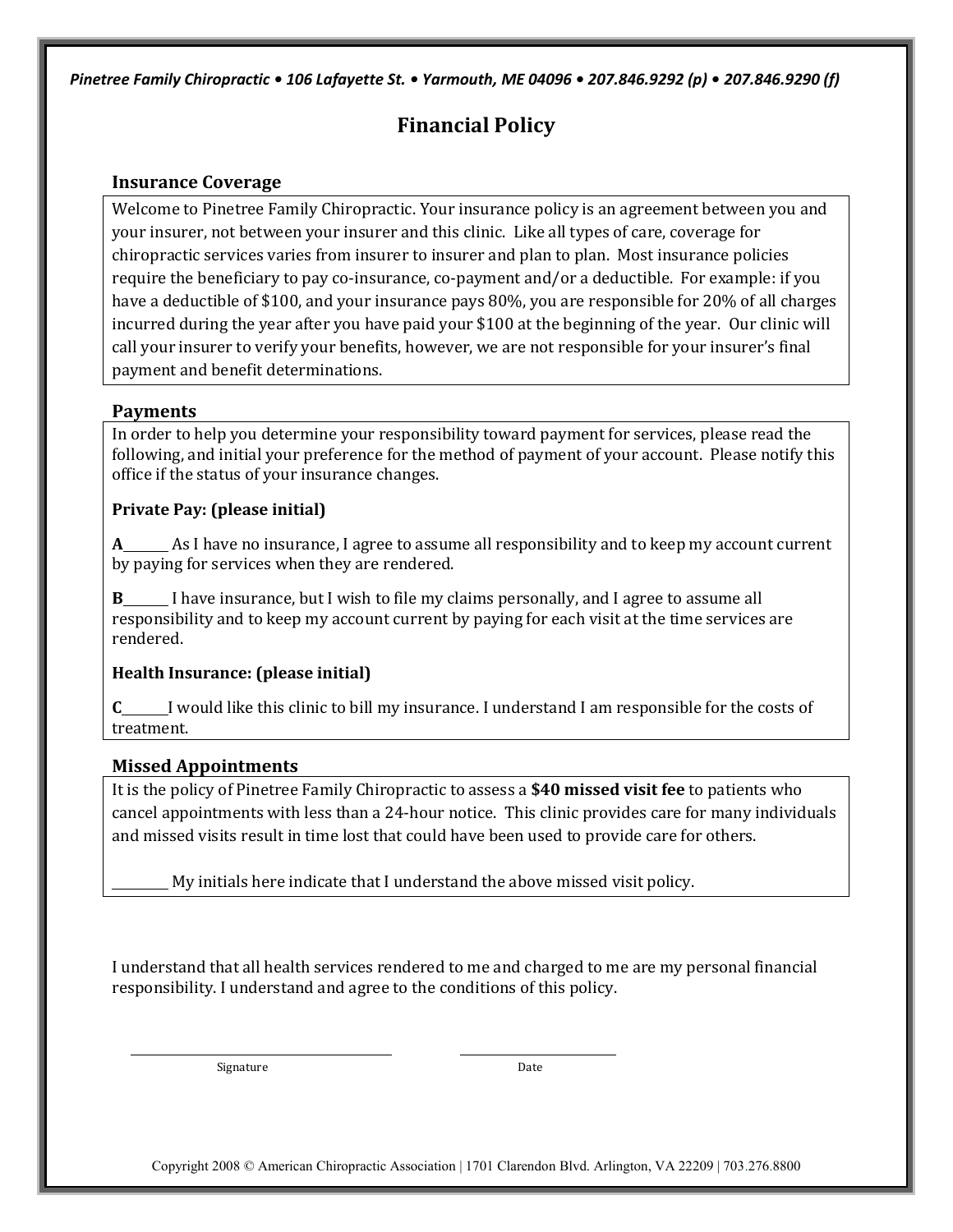*Pinetree Family Chiropractic • 106 Lafayette St. • Yarmouth, ME 04096 • 207.846.9292 (p) • 207.846.9290 (f)*

# Financial Policy

## Insurance Coverage

Welcome to Pinetree Family Chiropractic. Your insurance policy is an agreement between you and your insurer, not between your insurer and this clinic. Like all types of care, coverage for chiropractic services varies from insurer to insurer and plan to plan. Most insurance policies require the beneficiary to pay co-insurance, co-payment and/or a deductible. For example: if you have a deductible of $100, and your insurance pays 80%, you are responsible for 20% of all charges incurred during the year after you have paid your $100 at the beginning of the year. Our clinic will call your insurer to verify your benefits, however, we are not responsible for your insurer's final payment and benefit determinations.

## Payments

In order to help you determine your responsibility toward payment for services, please read the following, and initial your preference for the method of payment of your account. Please notify this office if the status of your insurance changes.

**Private Pay: (please initial)**

**A**_______ As I have no insurance, I agree to assume all responsibility and to keep my account current by paying for services when they are rendered.

**B**_______ I have insurance, but I wish to file my claims personally, and I agree to assume all responsibility and to keep my account current by paying for each visit at the time services are rendered.

**Health Insurance: (please initial)**

**C**_______ I would like this clinic to bill my insurance. I understand I am responsible for the costs of treatment.

## Missed Appointments

It is the policy of Pinetree Family Chiropractic to assess a **$40 missed visit fee** to patients who cancel appointments with less than a 24-hour notice. This clinic provides care for many individuals and missed visits result in time lost that could have been used to provide care for others.

_________ My initials here indicate that I understand the above missed visit policy.

I understand that all health services rendered to me and charged to me are my personal financial responsibility. I understand and agree to the conditions of this policy.

______________________________ Signature

______________________ Date

Copyright 2008 © American Chiropractic Association | 1701 Clarendon Blvd. Arlington, VA 22209 | 703.276.8800